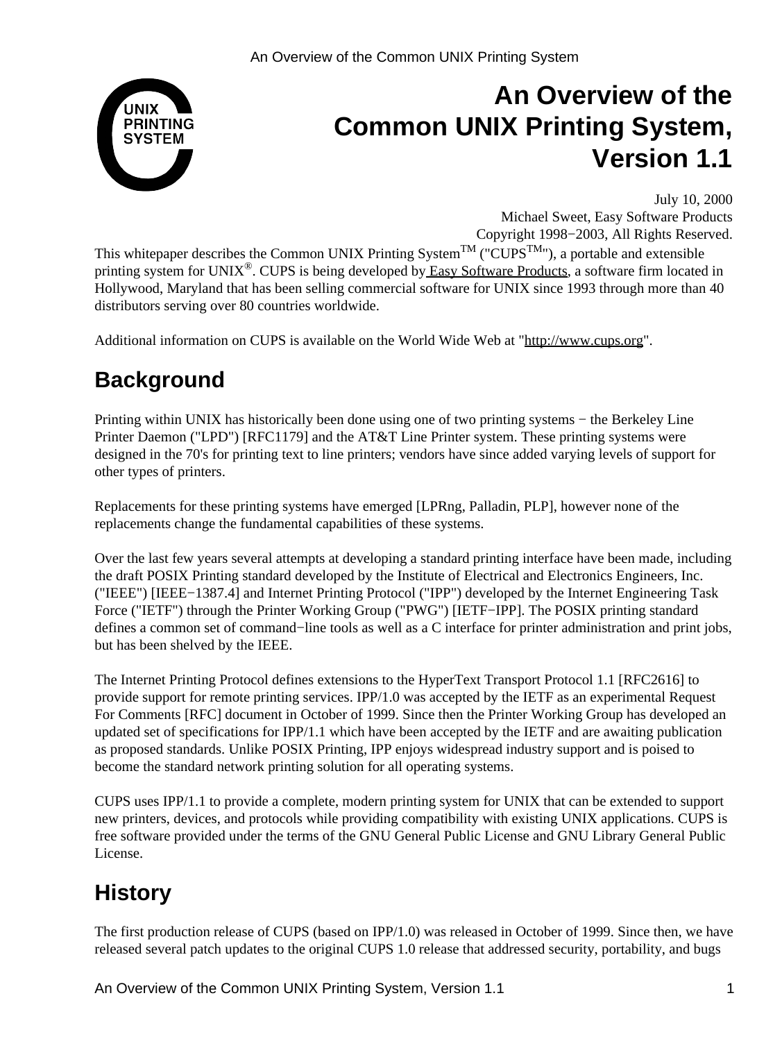# An Overview of the Common UNIX Printing System, Version 1.1

July 10, 2000
Michael Sweet, Easy Software Products
Copyright 1998−2003, All Rights Reserved.

This whitepaper describes the Common UNIX Printing System™ ("CUPS™"), a portable and extensible printing system for UNIX®. CUPS is being developed by Easy Software Products, a software firm located in Hollywood, Maryland that has been selling commercial software for UNIX since 1993 through more than 40 distributors serving over 80 countries worldwide.

Additional information on CUPS is available on the World Wide Web at "http://www.cups.org".

## Background

Printing within UNIX has historically been done using one of two printing systems − the Berkeley Line Printer Daemon ("LPD") [RFC1179] and the AT&T Line Printer system. These printing systems were designed in the 70's for printing text to line printers; vendors have since added varying levels of support for other types of printers.

Replacements for these printing systems have emerged [LPRng, Palladin, PLP], however none of the replacements change the fundamental capabilities of these systems.

Over the last few years several attempts at developing a standard printing interface have been made, including the draft POSIX Printing standard developed by the Institute of Electrical and Electronics Engineers, Inc. ("IEEE") [IEEE−1387.4] and Internet Printing Protocol ("IPP") developed by the Internet Engineering Task Force ("IETF") through the Printer Working Group ("PWG") [IETF−IPP]. The POSIX printing standard defines a common set of command−line tools as well as a C interface for printer administration and print jobs, but has been shelved by the IEEE.

The Internet Printing Protocol defines extensions to the HyperText Transport Protocol 1.1 [RFC2616] to provide support for remote printing services. IPP/1.0 was accepted by the IETF as an experimental Request For Comments [RFC] document in October of 1999. Since then the Printer Working Group has developed an updated set of specifications for IPP/1.1 which have been accepted by the IETF and are awaiting publication as proposed standards. Unlike POSIX Printing, IPP enjoys widespread industry support and is poised to become the standard network printing solution for all operating systems.

CUPS uses IPP/1.1 to provide a complete, modern printing system for UNIX that can be extended to support new printers, devices, and protocols while providing compatibility with existing UNIX applications. CUPS is free software provided under the terms of the GNU General Public License and GNU Library General Public License.

## History

The first production release of CUPS (based on IPP/1.0) was released in October of 1999. Since then, we have released several patch updates to the original CUPS 1.0 release that addressed security, portability, and bugs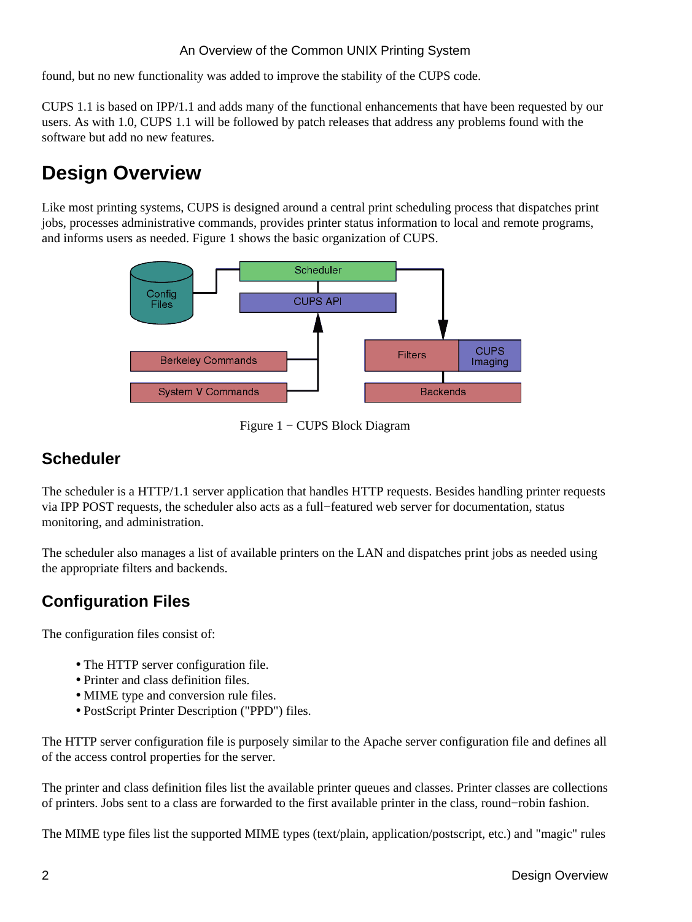found, but no new functionality was added to improve the stability of the CUPS code.

CUPS 1.1 is based on IPP/1.1 and adds many of the functional enhancements that have been requested by our users. As with 1.0, CUPS 1.1 will be followed by patch releases that address any problems found with the software but add no new features.

# Design Overview

Like most printing systems, CUPS is designed around a central print scheduling process that dispatches print jobs, processes administrative commands, provides printer status information to local and remote programs, and informs users as needed. Figure 1 shows the basic organization of CUPS.

Figure 1 − CUPS Block Diagram

## Scheduler

The scheduler is a HTTP/1.1 server application that handles HTTP requests. Besides handling printer requests via IPP POST requests, the scheduler also acts as a full−featured web server for documentation, status monitoring, and administration.

The scheduler also manages a list of available printers on the LAN and dispatches print jobs as needed using the appropriate filters and backends.

## Configuration Files

The configuration files consist of:

- The HTTP server configuration file.
- Printer and class definition files.
- MIME type and conversion rule files.
- PostScript Printer Description ("PPD") files.

The HTTP server configuration file is purposely similar to the Apache server configuration file and defines all of the access control properties for the server.

The printer and class definition files list the available printer queues and classes. Printer classes are collections of printers. Jobs sent to a class are forwarded to the first available printer in the class, round−robin fashion.

The MIME type files list the supported MIME types (text/plain, application/postscript, etc.) and "magic" rules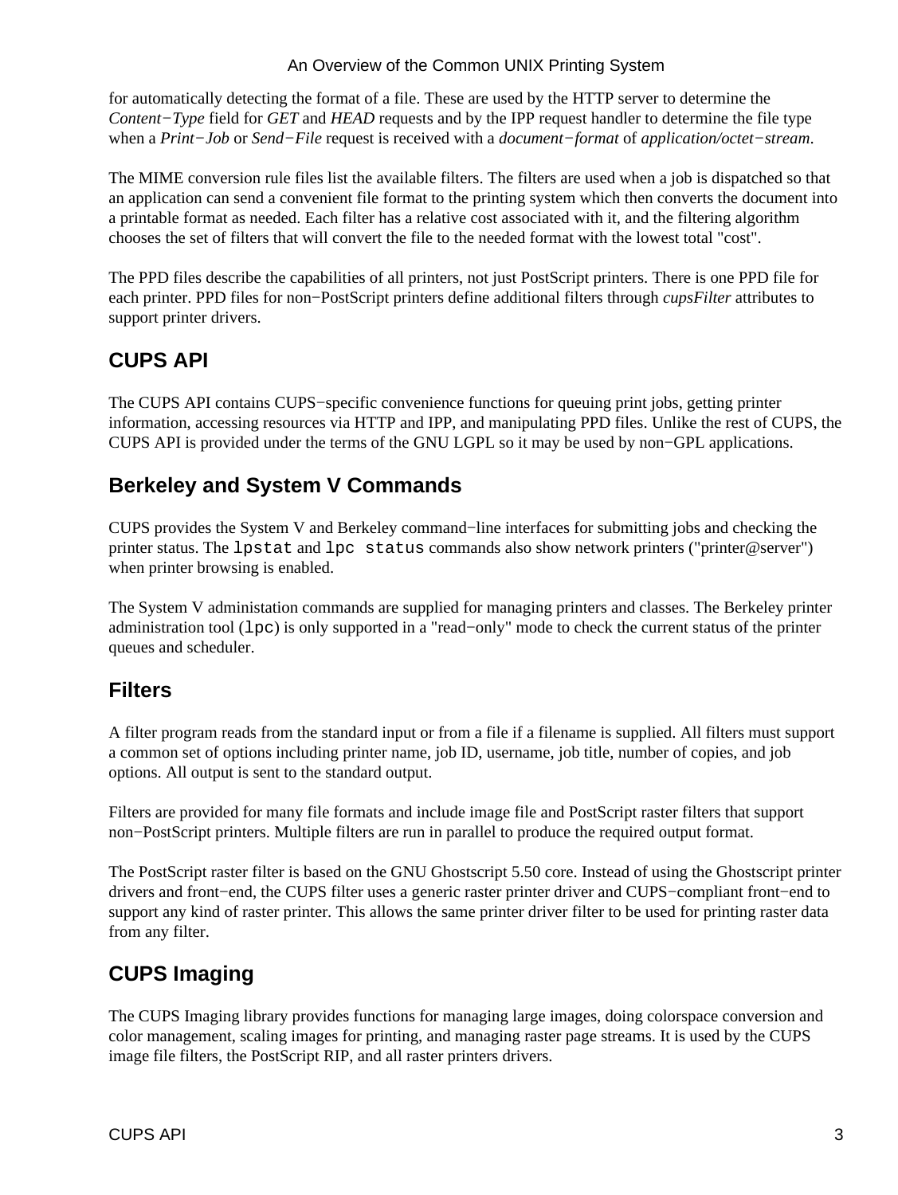for automatically detecting the format of a file. These are used by the HTTP server to determine the *Content−Type* field for *GET* and *HEAD* requests and by the IPP request handler to determine the file type when a *Print−Job* or *Send−File* request is received with a *document−format* of *application/octet−stream*.

The MIME conversion rule files list the available filters. The filters are used when a job is dispatched so that an application can send a convenient file format to the printing system which then converts the document into a printable format as needed. Each filter has a relative cost associated with it, and the filtering algorithm chooses the set of filters that will convert the file to the needed format with the lowest total "cost".

The PPD files describe the capabilities of all printers, not just PostScript printers. There is one PPD file for each printer. PPD files for non−PostScript printers define additional filters through *cupsFilter* attributes to support printer drivers.

## CUPS API

The CUPS API contains CUPS−specific convenience functions for queuing print jobs, getting printer information, accessing resources via HTTP and IPP, and manipulating PPD files. Unlike the rest of CUPS, the CUPS API is provided under the terms of the GNU LGPL so it may be used by non−GPL applications.

## Berkeley and System V Commands

CUPS provides the System V and Berkeley command−line interfaces for submitting jobs and checking the printer status. The `lpstat` and `lpc status` commands also show network printers ("printer@server") when printer browsing is enabled.

The System V administation commands are supplied for managing printers and classes. The Berkeley printer administration tool (`lpc`) is only supported in a "read−only" mode to check the current status of the printer queues and scheduler.

## Filters

A filter program reads from the standard input or from a file if a filename is supplied. All filters must support a common set of options including printer name, job ID, username, job title, number of copies, and job options. All output is sent to the standard output.

Filters are provided for many file formats and include image file and PostScript raster filters that support non−PostScript printers. Multiple filters are run in parallel to produce the required output format.

The PostScript raster filter is based on the GNU Ghostscript 5.50 core. Instead of using the Ghostscript printer drivers and front−end, the CUPS filter uses a generic raster printer driver and CUPS−compliant front−end to support any kind of raster printer. This allows the same printer driver filter to be used for printing raster data from any filter.

## CUPS Imaging

The CUPS Imaging library provides functions for managing large images, doing colorspace conversion and color management, scaling images for printing, and managing raster page streams. It is used by the CUPS image file filters, the PostScript RIP, and all raster printers drivers.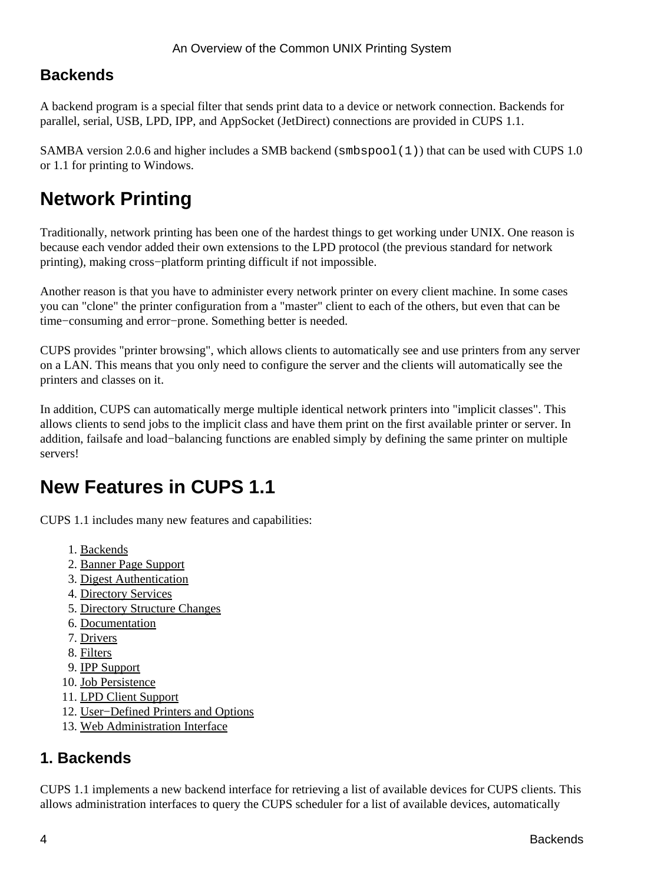### Backends

A backend program is a special filter that sends print data to a device or network connection. Backends for parallel, serial, USB, LPD, IPP, and AppSocket (JetDirect) connections are provided in CUPS 1.1.

SAMBA version 2.0.6 and higher includes a SMB backend (`smbspool(1)`) that can be used with CUPS 1.0 or 1.1 for printing to Windows.

## Network Printing

Traditionally, network printing has been one of the hardest things to get working under UNIX. One reason is because each vendor added their own extensions to the LPD protocol (the previous standard for network printing), making cross−platform printing difficult if not impossible.

Another reason is that you have to administer every network printer on every client machine. In some cases you can "clone" the printer configuration from a "master" client to each of the others, but even that can be time−consuming and error−prone. Something better is needed.

CUPS provides "printer browsing", which allows clients to automatically see and use printers from any server on a LAN. This means that you only need to configure the server and the clients will automatically see the printers and classes on it.

In addition, CUPS can automatically merge multiple identical network printers into "implicit classes". This allows clients to send jobs to the implicit class and have them print on the first available printer or server. In addition, failsafe and load−balancing functions are enabled simply by defining the same printer on multiple servers!

## New Features in CUPS 1.1

CUPS 1.1 includes many new features and capabilities:

1. Backends
2. Banner Page Support
3. Digest Authentication
4. Directory Services
5. Directory Structure Changes
6. Documentation
7. Drivers
8. Filters
9. IPP Support
10. Job Persistence
11. LPD Client Support
12. User−Defined Printers and Options
13. Web Administration Interface

### 1. Backends

CUPS 1.1 implements a new backend interface for retrieving a list of available devices for CUPS clients. This allows administration interfaces to query the CUPS scheduler for a list of available devices, automatically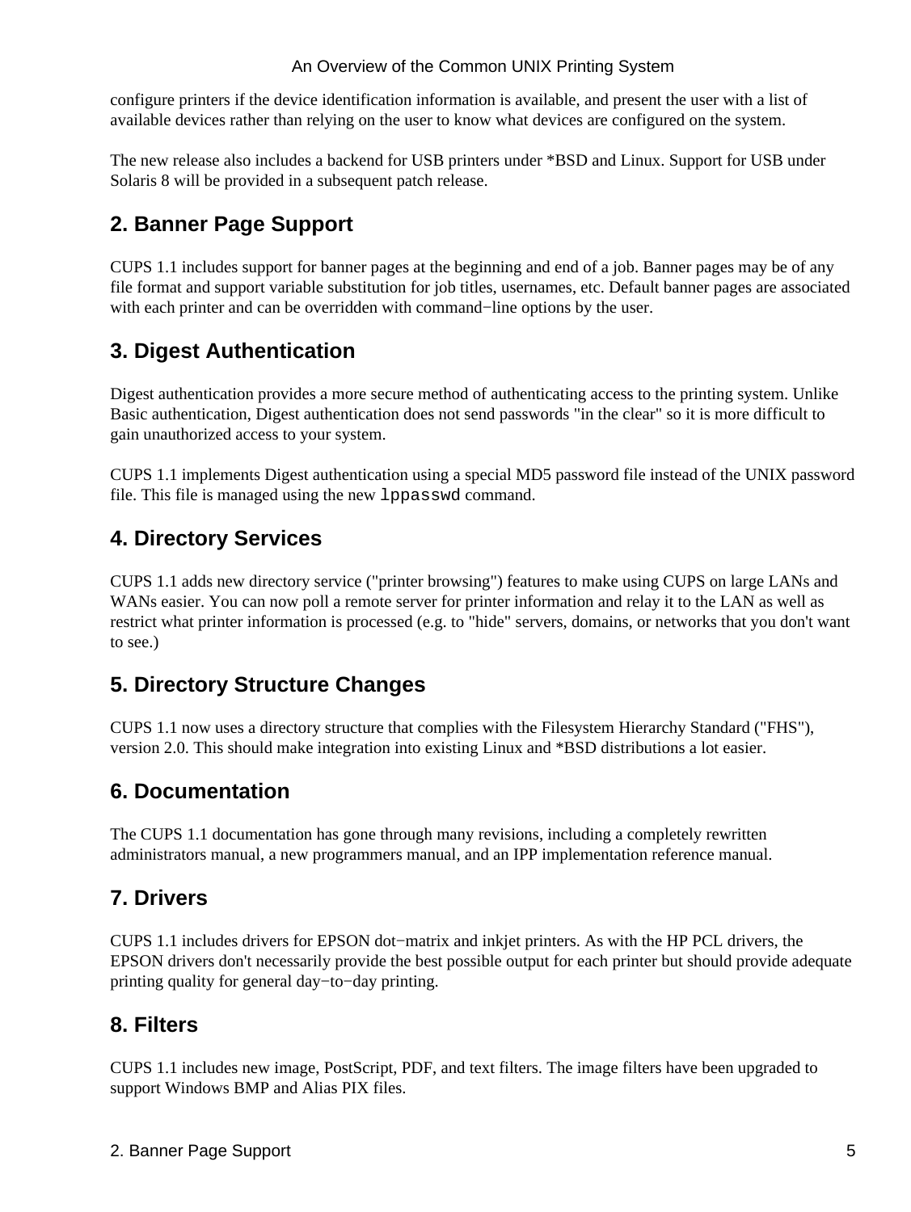configure printers if the device identification information is available, and present the user with a list of available devices rather than relying on the user to know what devices are configured on the system.

The new release also includes a backend for USB printers under *BSD and Linux. Support for USB under Solaris 8 will be provided in a subsequent patch release.

## 2. Banner Page Support

CUPS 1.1 includes support for banner pages at the beginning and end of a job. Banner pages may be of any file format and support variable substitution for job titles, usernames, etc. Default banner pages are associated with each printer and can be overridden with command−line options by the user.

## 3. Digest Authentication

Digest authentication provides a more secure method of authenticating access to the printing system. Unlike Basic authentication, Digest authentication does not send passwords "in the clear" so it is more difficult to gain unauthorized access to your system.

CUPS 1.1 implements Digest authentication using a special MD5 password file instead of the UNIX password file. This file is managed using the new `lppasswd` command.

## 4. Directory Services

CUPS 1.1 adds new directory service ("printer browsing") features to make using CUPS on large LANs and WANs easier. You can now poll a remote server for printer information and relay it to the LAN as well as restrict what printer information is processed (e.g. to "hide" servers, domains, or networks that you don't want to see.)

## 5. Directory Structure Changes

CUPS 1.1 now uses a directory structure that complies with the Filesystem Hierarchy Standard ("FHS"), version 2.0. This should make integration into existing Linux and *BSD distributions a lot easier.

## 6. Documentation

The CUPS 1.1 documentation has gone through many revisions, including a completely rewritten administrators manual, a new programmers manual, and an IPP implementation reference manual.

## 7. Drivers

CUPS 1.1 includes drivers for EPSON dot−matrix and inkjet printers. As with the HP PCL drivers, the EPSON drivers don't necessarily provide the best possible output for each printer but should provide adequate printing quality for general day−to−day printing.

## 8. Filters

CUPS 1.1 includes new image, PostScript, PDF, and text filters. The image filters have been upgraded to support Windows BMP and Alias PIX files.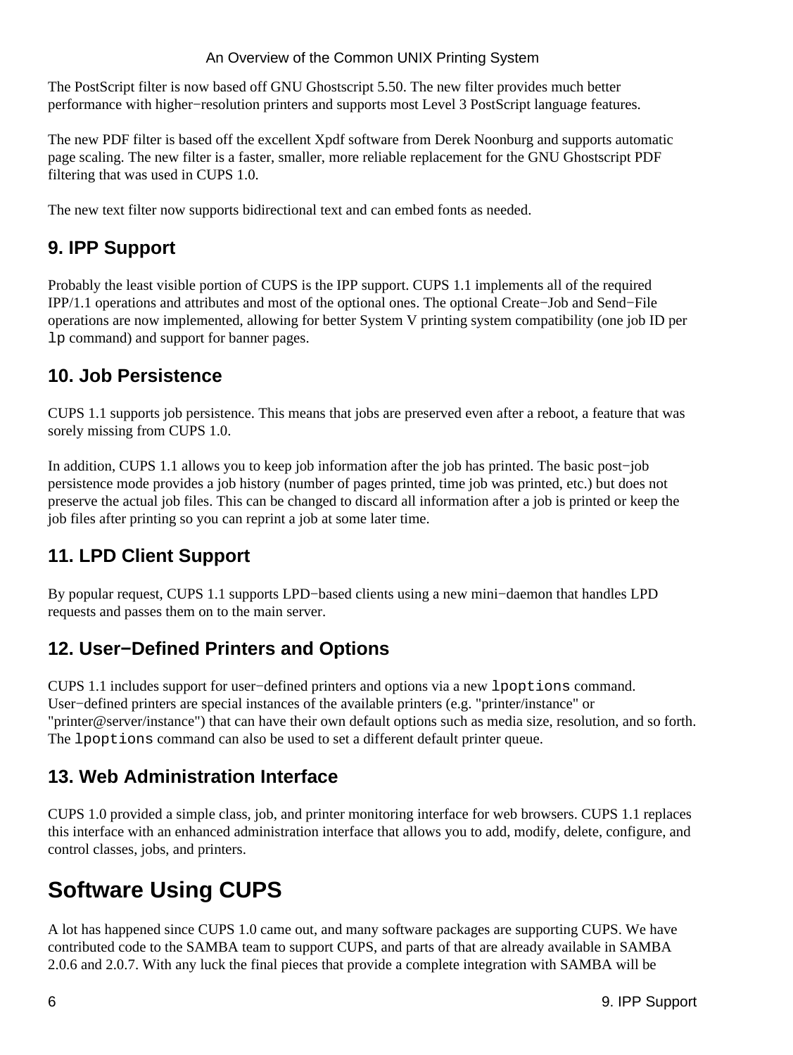The PostScript filter is now based off GNU Ghostscript 5.50. The new filter provides much better performance with higher−resolution printers and supports most Level 3 PostScript language features.

The new PDF filter is based off the excellent Xpdf software from Derek Noonburg and supports automatic page scaling. The new filter is a faster, smaller, more reliable replacement for the GNU Ghostscript PDF filtering that was used in CUPS 1.0.

The new text filter now supports bidirectional text and can embed fonts as needed.

### 9. IPP Support

Probably the least visible portion of CUPS is the IPP support. CUPS 1.1 implements all of the required IPP/1.1 operations and attributes and most of the optional ones. The optional Create−Job and Send−File operations are now implemented, allowing for better System V printing system compatibility (one job ID per `lp` command) and support for banner pages.

### 10. Job Persistence

CUPS 1.1 supports job persistence. This means that jobs are preserved even after a reboot, a feature that was sorely missing from CUPS 1.0.

In addition, CUPS 1.1 allows you to keep job information after the job has printed. The basic post−job persistence mode provides a job history (number of pages printed, time job was printed, etc.) but does not preserve the actual job files. This can be changed to discard all information after a job is printed or keep the job files after printing so you can reprint a job at some later time.

### 11. LPD Client Support

By popular request, CUPS 1.1 supports LPD−based clients using a new mini−daemon that handles LPD requests and passes them on to the main server.

### 12. User−Defined Printers and Options

CUPS 1.1 includes support for user−defined printers and options via a new `lpoptions` command. User−defined printers are special instances of the available printers (e.g. "printer/instance" or "printer@server/instance") that can have their own default options such as media size, resolution, and so forth. The `lpoptions` command can also be used to set a different default printer queue.

### 13. Web Administration Interface

CUPS 1.0 provided a simple class, job, and printer monitoring interface for web browsers. CUPS 1.1 replaces this interface with an enhanced administration interface that allows you to add, modify, delete, configure, and control classes, jobs, and printers.

## Software Using CUPS

A lot has happened since CUPS 1.0 came out, and many software packages are supporting CUPS. We have contributed code to the SAMBA team to support CUPS, and parts of that are already available in SAMBA 2.0.6 and 2.0.7. With any luck the final pieces that provide a complete integration with SAMBA will be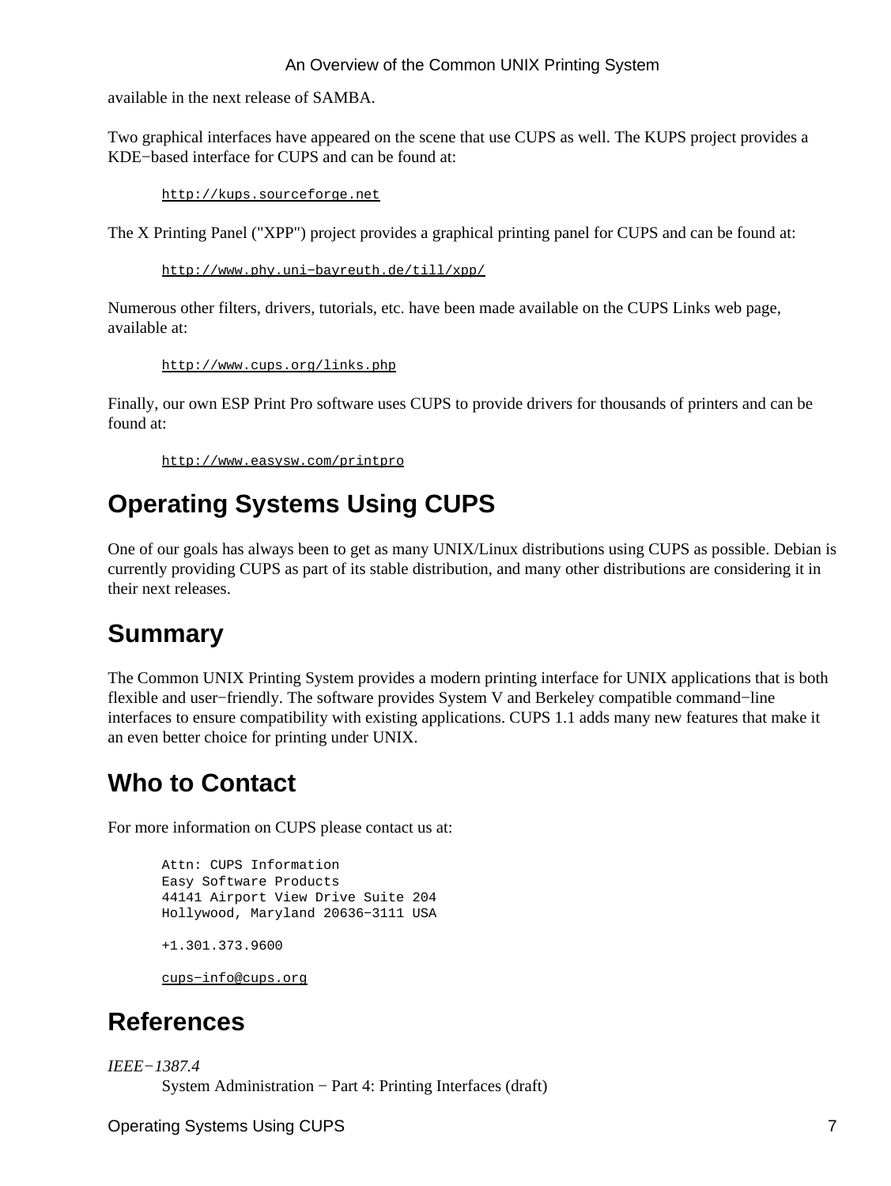available in the next release of SAMBA.

Two graphical interfaces have appeared on the scene that use CUPS as well. The KUPS project provides a KDE−based interface for CUPS and can be found at:

> http://kups.sourceforge.net

The X Printing Panel ("XPP") project provides a graphical printing panel for CUPS and can be found at:

> http://www.phy.uni−bayreuth.de/till/xpp/

Numerous other filters, drivers, tutorials, etc. have been made available on the CUPS Links web page, available at:

> http://www.cups.org/links.php

Finally, our own ESP Print Pro software uses CUPS to provide drivers for thousands of printers and can be found at:

> http://www.easysw.com/printpro

## Operating Systems Using CUPS

One of our goals has always been to get as many UNIX/Linux distributions using CUPS as possible. Debian is currently providing CUPS as part of its stable distribution, and many other distributions are considering it in their next releases.

## Summary

The Common UNIX Printing System provides a modern printing interface for UNIX applications that is both flexible and user−friendly. The software provides System V and Berkeley compatible command−line interfaces to ensure compatibility with existing applications. CUPS 1.1 adds many new features that make it an even better choice for printing under UNIX.

## Who to Contact

For more information on CUPS please contact us at:

```
Attn: CUPS Information
Easy Software Products
44141 Airport View Drive Suite 204
Hollywood, Maryland 20636−3111 USA

+1.301.373.9600

cups−info@cups.org
```

## References

*IEEE−1387.4*
: System Administration − Part 4: Printing Interfaces (draft)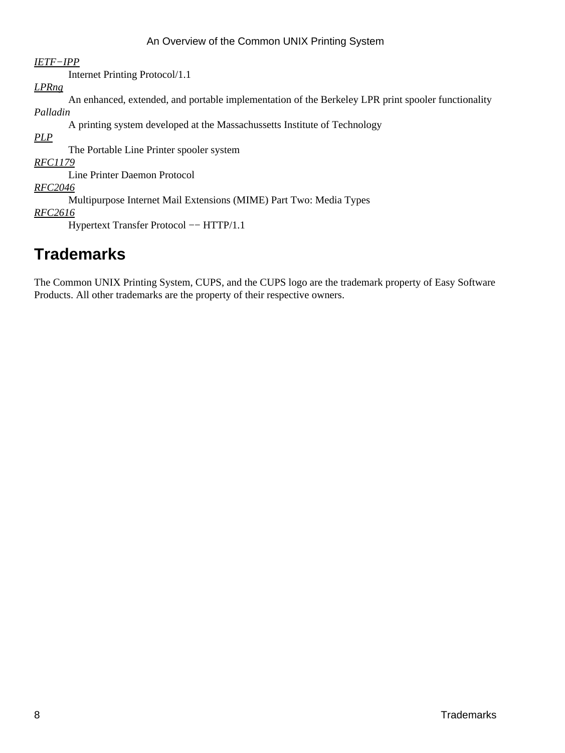*IETF−IPP*
: Internet Printing Protocol/1.1

*LPRng*
: An enhanced, extended, and portable implementation of the Berkeley LPR print spooler functionality

*Palladin*
: A printing system developed at the Massachussetts Institute of Technology

*PLP*
: The Portable Line Printer spooler system

*RFC1179*
: Line Printer Daemon Protocol

*RFC2046*
: Multipurpose Internet Mail Extensions (MIME) Part Two: Media Types

*RFC2616*
: Hypertext Transfer Protocol −− HTTP/1.1

# Trademarks

The Common UNIX Printing System, CUPS, and the CUPS logo are the trademark property of Easy Software Products. All other trademarks are the property of their respective owners.